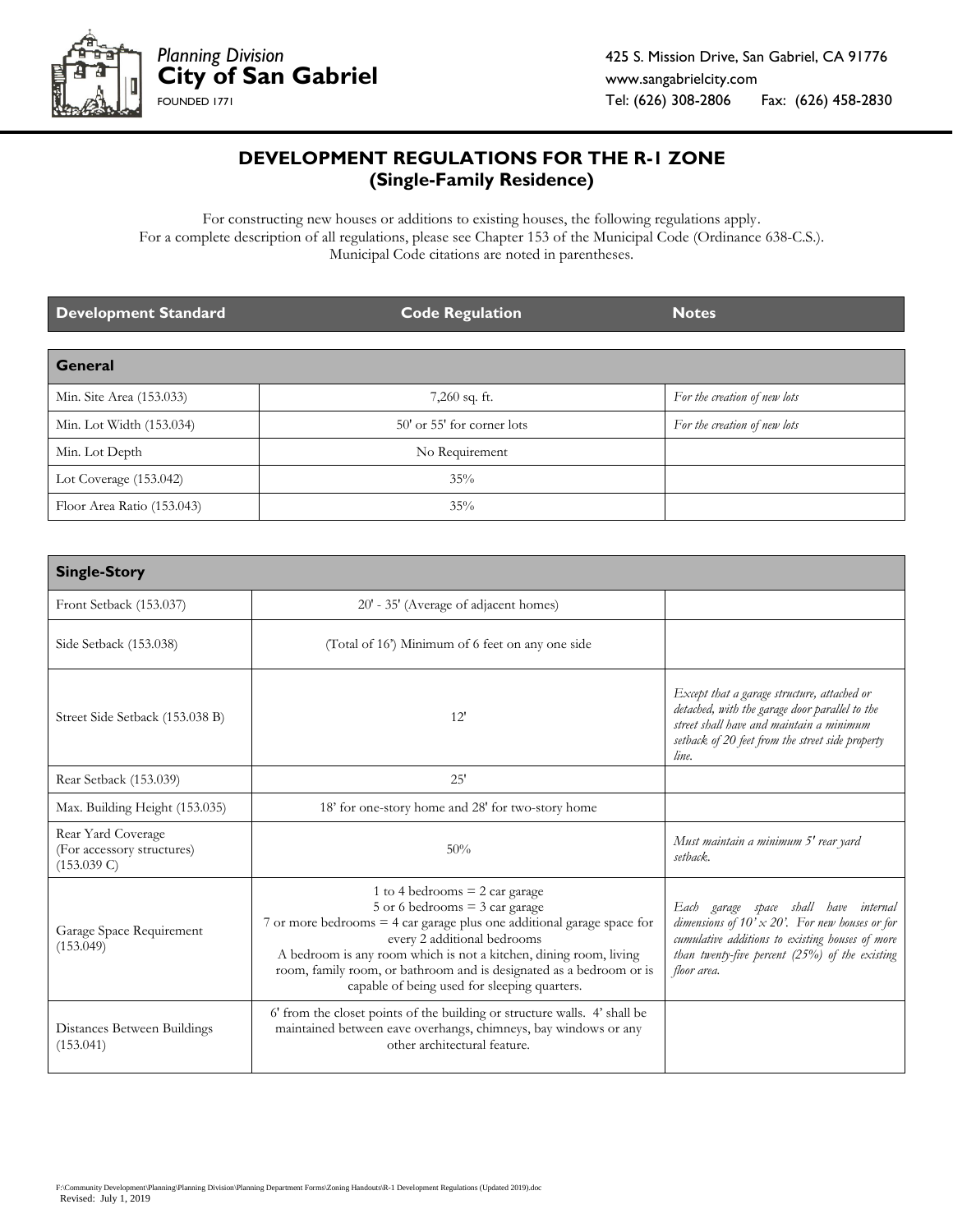Planning Division
**City of San Gabriel**
FOUNDED 1771

425 S. Mission Drive, San Gabriel, CA 91776
www.sangabrielcity.com
Tel: (626) 308-2806 Fax: (626) 458-2830

# DEVELOPMENT REGULATIONS FOR THE R-1 ZONE
## (Single-Family Residence)

For constructing new houses or additions to existing houses, the following regulations apply.
For a complete description of all regulations, please see Chapter 153 of the Municipal Code (Ordinance 638-C.S.).
Municipal Code citations are noted in parentheses.

| Development Standard | Code Regulation | Notes |
|---|---|---|
| **General** | | |
| Min. Site Area (153.033) | 7,260 sq. ft. | *For the creation of new lots* |
| Min. Lot Width (153.034) | 50' or 55' for corner lots | *For the creation of new lots* |
| Min. Lot Depth | No Requirement | |
| Lot Coverage (153.042) | 35% | |
| Floor Area Ratio (153.043) | 35% | |
| **Single-Story** | | |
| Front Setback (153.037) | 20' - 35' (Average of adjacent homes) | |
| Side Setback (153.038) | (Total of 16') Minimum of 6 feet on any one side | |
| Street Side Setback (153.038 B) | 12' | *Except that a garage structure, attached or detached, with the garage door parallel to the street shall have and maintain a minimum setback of 20 feet from the street side property line.* |
| Rear Setback (153.039) | 25' | |
| Max. Building Height (153.035) | 18' for one-story home and 28' for two-story home | |
| Rear Yard Coverage (For accessory structures) (153.039 C) | 50% | *Must maintain a minimum 5' rear yard setback.* |
| Garage Space Requirement (153.049) | 1 to 4 bedrooms = 2 car garage<br>5 or 6 bedrooms = 3 car garage<br>7 or more bedrooms = 4 car garage plus one additional garage space for every 2 additional bedrooms<br>A bedroom is any room which is not a kitchen, dining room, living room, family room, or bathroom and is designated as a bedroom or is capable of being used for sleeping quarters. | *Each garage space shall have internal dimensions of 10' x 20'. For new houses or for cumulative additions to existing houses of more than twenty-five percent (25%) of the existing floor area.* |
| Distances Between Buildings (153.041) | 6' from the closet points of the building or structure walls. 4' shall be maintained between eave overhangs, chimneys, bay windows or any other architectural feature. | |

F:\Community Development\Planning\Planning Division\Planning Department Forms\Zoning Handouts\R-1 Development Regulations (Updated 2019).doc
Revised: July 1, 2019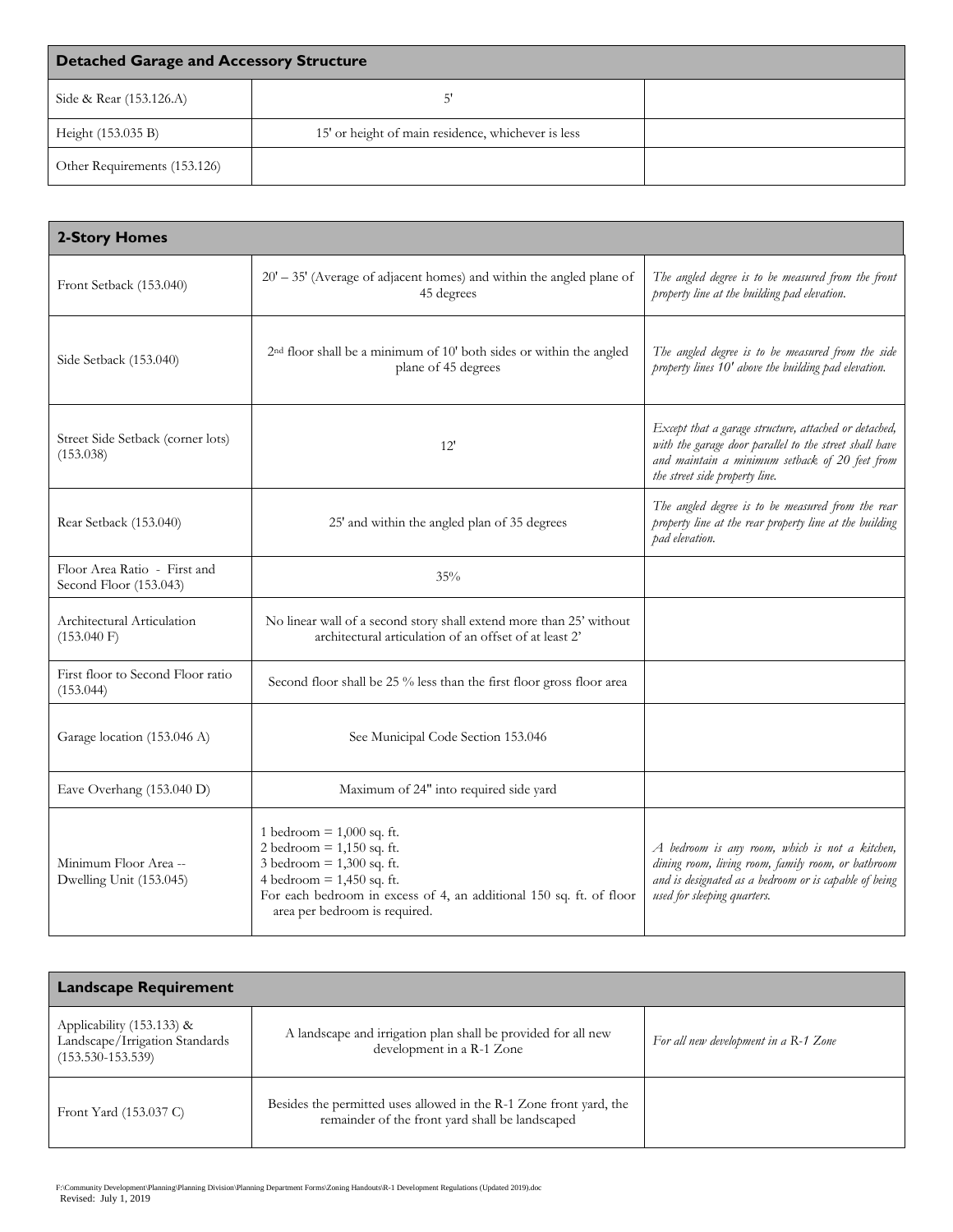| Detached Garage and Accessory Structure | | |
|---|---|---|
| Side & Rear (153.126.A) | 5' | |
| Height (153.035 B) | 15' or height of main residence, whichever is less | |
| Other Requirements (153.126) | | |

| 2-Story Homes | | |
|---|---|---|
| Front Setback (153.040) | 20' – 35' (Average of adjacent homes) and within the angled plane of 45 degrees | *The angled degree is to be measured from the front property line at the building pad elevation.* |
| Side Setback (153.040) | 2nd floor shall be a minimum of 10' both sides or within the angled plane of 45 degrees | *The angled degree is to be measured from the side property lines 10' above the building pad elevation.* |
| Street Side Setback (corner lots) (153.038) | 12' | *Except that a garage structure, attached or detached, with the garage door parallel to the street shall have and maintain a minimum setback of 20 feet from the street side property line.* |
| Rear Setback (153.040) | 25' and within the angled plan of 35 degrees | *The angled degree is to be measured from the rear property line at the rear property line at the building pad elevation.* |
| Floor Area Ratio - First and Second Floor (153.043) | 35% | |
| Architectural Articulation (153.040 F) | No linear wall of a second story shall extend more than 25' without architectural articulation of an offset of at least 2' | |
| First floor to Second Floor ratio (153.044) | Second floor shall be 25 % less than the first floor gross floor area | |
| Garage location (153.046 A) | See Municipal Code Section 153.046 | |
| Eave Overhang (153.040 D) | Maximum of 24" into required side yard | |
| Minimum Floor Area -- Dwelling Unit (153.045) | 1 bedroom = 1,000 sq. ft.<br>2 bedroom = 1,150 sq. ft.<br>3 bedroom = 1,300 sq. ft.<br>4 bedroom = 1,450 sq. ft.<br>For each bedroom in excess of 4, an additional 150 sq. ft. of floor area per bedroom is required. | *A bedroom is any room, which is not a kitchen, dining room, living room, family room, or bathroom and is designated as a bedroom or is capable of being used for sleeping quarters.* |

| Landscape Requirement | | |
|---|---|---|
| Applicability (153.133) & Landscape/Irrigation Standards (153.530-153.539) | A landscape and irrigation plan shall be provided for all new development in a R-1 Zone | *For all new development in a R-1 Zone* |
| Front Yard (153.037 C) | Besides the permitted uses allowed in the R-1 Zone front yard, the remainder of the front yard shall be landscaped | |

F:\Community Development\Planning\Planning Division\Planning Department Forms\Zoning Handouts\R-1 Development Regulations (Updated 2019).doc
Revised: July 1, 2019